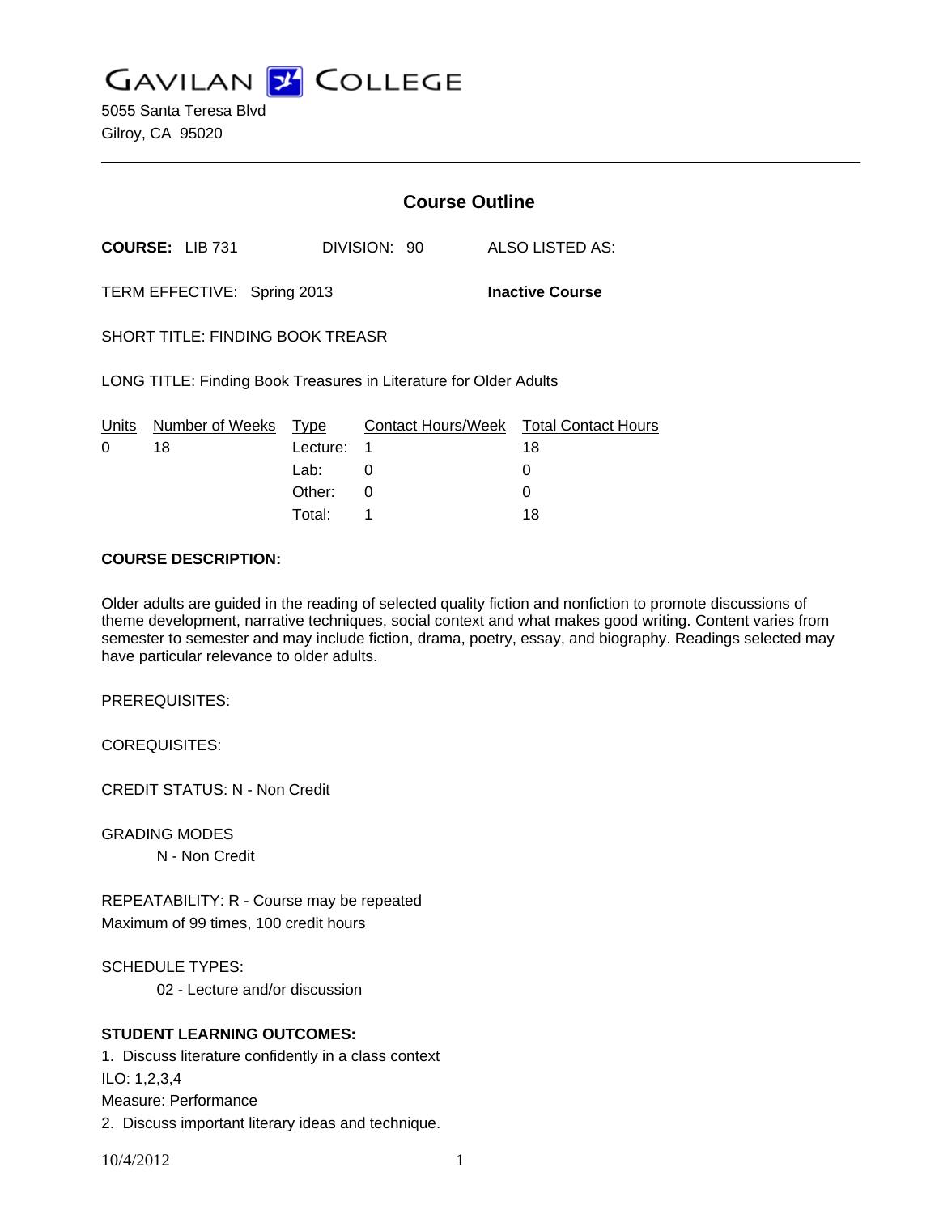# GAVILAN COLLEGE

5055 Santa Teresa Blvd
Gilroy, CA 95020

---

## Course Outline

**COURSE:** LIB 731 DIVISION: 90 ALSO LISTED AS:

TERM EFFECTIVE: Spring 2013 **Inactive Course**

SHORT TITLE: FINDING BOOK TREASR

LONG TITLE: Finding Book Treasures in Literature for Older Adults

| Units | Number of Weeks | Type | Contact Hours/Week | Total Contact Hours |
|---|---|---|---|---|
| 0 | 18 | Lecture: | 1 | 18 |
| | | Lab: | 0 | 0 |
| | | Other: | 0 | 0 |
| | | Total: | 1 | 18 |

**COURSE DESCRIPTION:**

Older adults are guided in the reading of selected quality fiction and nonfiction to promote discussions of theme development, narrative techniques, social context and what makes good writing. Content varies from semester to semester and may include fiction, drama, poetry, essay, and biography. Readings selected may have particular relevance to older adults.

PREREQUISITES:

COREQUISITES:

CREDIT STATUS: N - Non Credit

GRADING MODES

N - Non Credit

REPEATABILITY: R - Course may be repeated
Maximum of 99 times, 100 credit hours

SCHEDULE TYPES:

02 - Lecture and/or discussion

**STUDENT LEARNING OUTCOMES:**

1. Discuss literature confidently in a class context
ILO: 1,2,3,4
Measure: Performance
2. Discuss important literary ideas and technique.

10/4/2012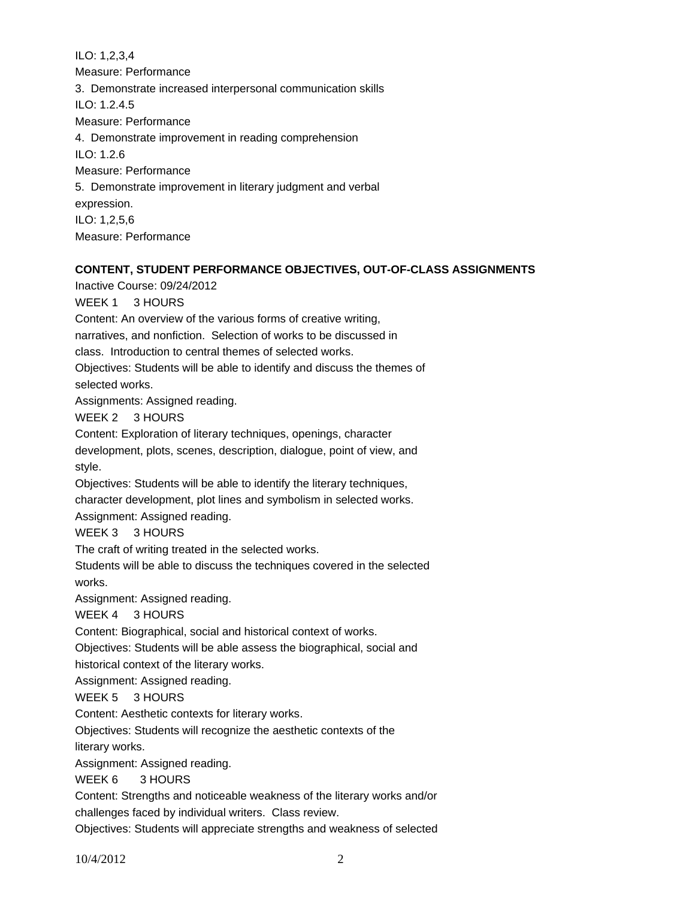ILO: 1,2,3,4

Measure: Performance

3. Demonstrate increased interpersonal communication skills

ILO: 1.2.4.5

Measure: Performance

4. Demonstrate improvement in reading comprehension

ILO: 1.2.6

Measure: Performance

5. Demonstrate improvement in literary judgment and verbal expression.

ILO: 1,2,5,6

Measure: Performance

**CONTENT, STUDENT PERFORMANCE OBJECTIVES, OUT-OF-CLASS ASSIGNMENTS**

Inactive Course: 09/24/2012

WEEK 1 3 HOURS

Content: An overview of the various forms of creative writing, narratives, and nonfiction. Selection of works to be discussed in class. Introduction to central themes of selected works.

Objectives: Students will be able to identify and discuss the themes of selected works.

Assignments: Assigned reading.

WEEK 2 3 HOURS

Content: Exploration of literary techniques, openings, character development, plots, scenes, description, dialogue, point of view, and style.

Objectives: Students will be able to identify the literary techniques, character development, plot lines and symbolism in selected works.

Assignment: Assigned reading.

WEEK 3 3 HOURS

The craft of writing treated in the selected works.

Students will be able to discuss the techniques covered in the selected works.

Assignment: Assigned reading.

WEEK 4 3 HOURS

Content: Biographical, social and historical context of works.

Objectives: Students will be able assess the biographical, social and historical context of the literary works.

Assignment: Assigned reading.

WEEK 5 3 HOURS

Content: Aesthetic contexts for literary works.

Objectives: Students will recognize the aesthetic contexts of the literary works.

Assignment: Assigned reading.

WEEK 6 3 HOURS

Content: Strengths and noticeable weakness of the literary works and/or challenges faced by individual writers. Class review.

Objectives: Students will appreciate strengths and weakness of selected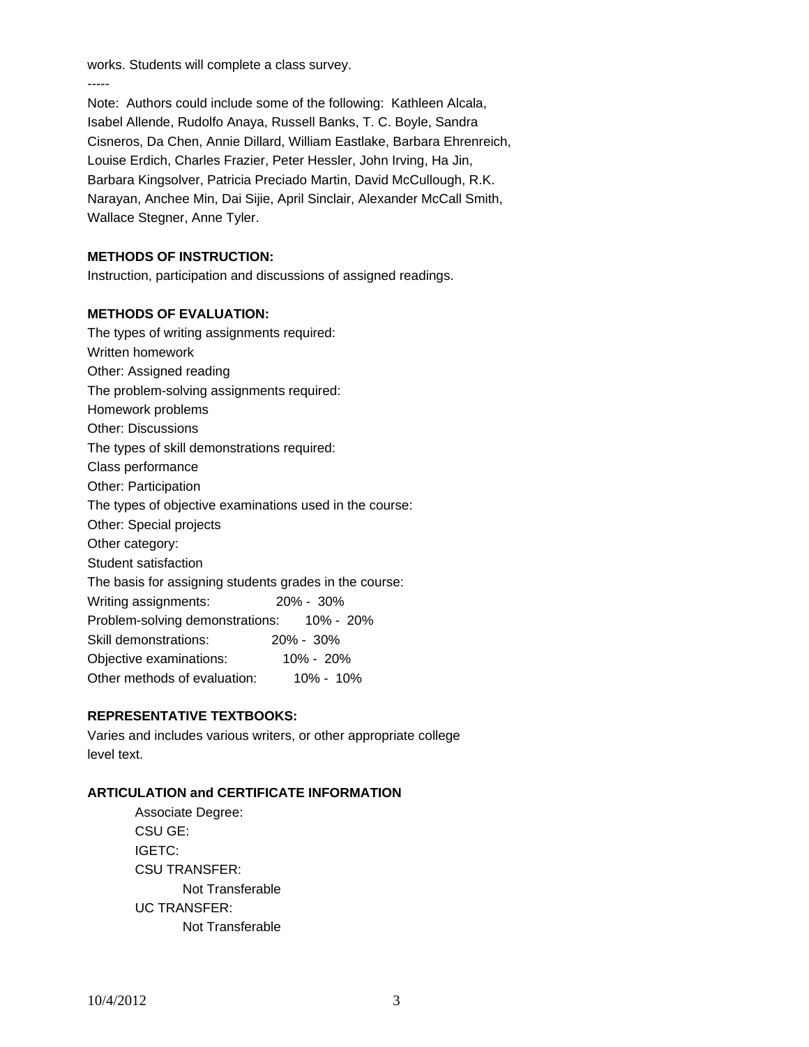works. Students will complete a class survey.

-----

Note: Authors could include some of the following: Kathleen Alcala, Isabel Allende, Rudolfo Anaya, Russell Banks, T. C. Boyle, Sandra Cisneros, Da Chen, Annie Dillard, William Eastlake, Barbara Ehrenreich, Louise Erdich, Charles Frazier, Peter Hessler, John Irving, Ha Jin, Barbara Kingsolver, Patricia Preciado Martin, David McCullough, R.K. Narayan, Anchee Min, Dai Sijie, April Sinclair, Alexander McCall Smith, Wallace Stegner, Anne Tyler.

**METHODS OF INSTRUCTION:**

Instruction, participation and discussions of assigned readings.

**METHODS OF EVALUATION:**

The types of writing assignments required:
Written homework
Other: Assigned reading
The problem-solving assignments required:
Homework problems
Other: Discussions
The types of skill demonstrations required:
Class performance
Other: Participation
The types of objective examinations used in the course:
Other: Special projects
Other category:
Student satisfaction
The basis for assigning students grades in the course:

| | |
|---|---|
| Writing assignments: | 20% - 30% |
| Problem-solving demonstrations: | 10% - 20% |
| Skill demonstrations: | 20% - 30% |
| Objective examinations: | 10% - 20% |
| Other methods of evaluation: | 10% - 10% |

**REPRESENTATIVE TEXTBOOKS:**

Varies and includes various writers, or other appropriate college level text.

**ARTICULATION and CERTIFICATE INFORMATION**

Associate Degree:
CSU GE:
IGETC:
CSU TRANSFER:
    Not Transferable
UC TRANSFER:
    Not Transferable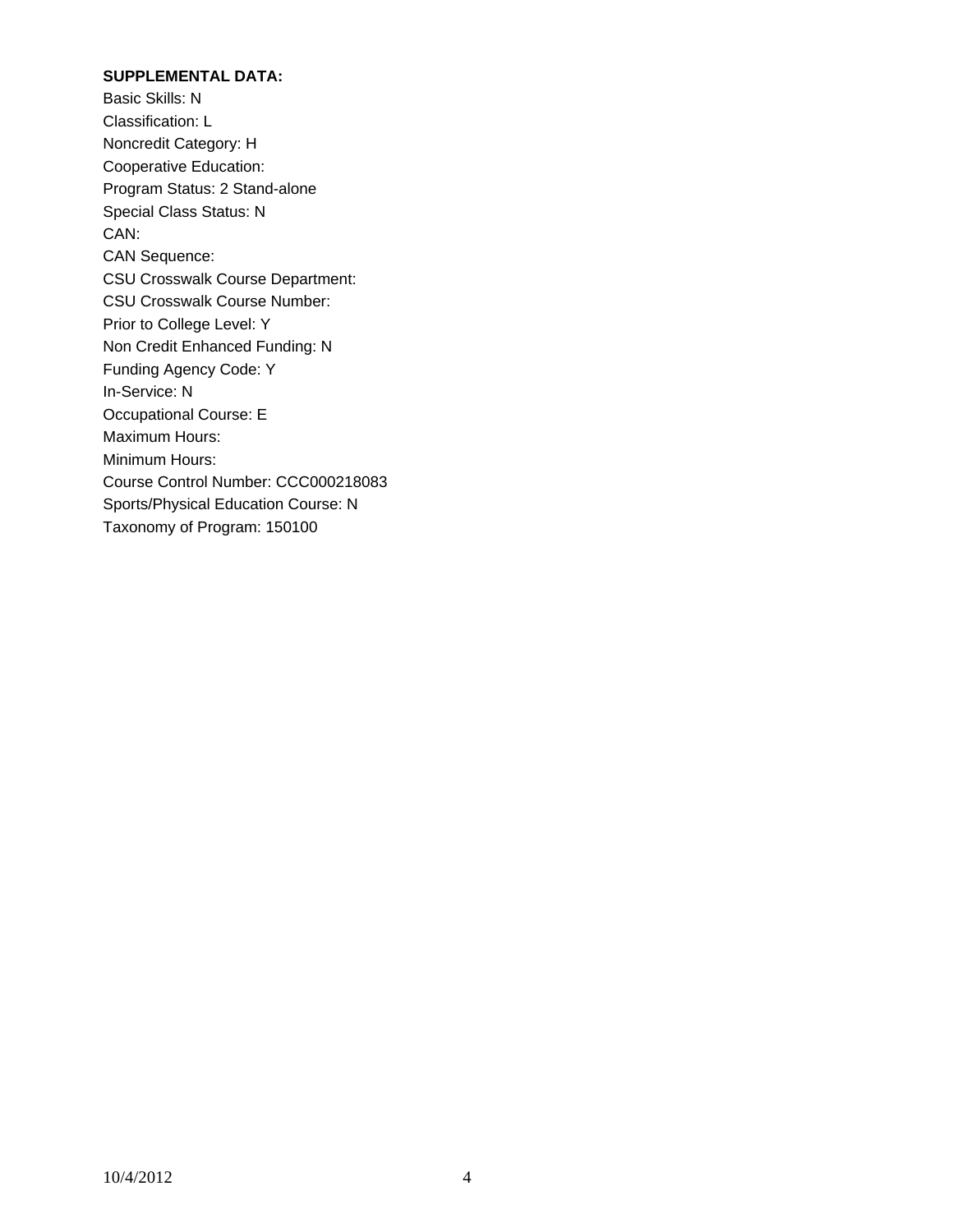**SUPPLEMENTAL DATA:**

Basic Skills: N
Classification: L
Noncredit Category: H
Cooperative Education:
Program Status: 2 Stand-alone
Special Class Status: N
CAN:
CAN Sequence:
CSU Crosswalk Course Department:
CSU Crosswalk Course Number:
Prior to College Level: Y
Non Credit Enhanced Funding: N
Funding Agency Code: Y
In-Service: N
Occupational Course: E
Maximum Hours:
Minimum Hours:
Course Control Number: CCC000218083
Sports/Physical Education Course: N
Taxonomy of Program: 150100